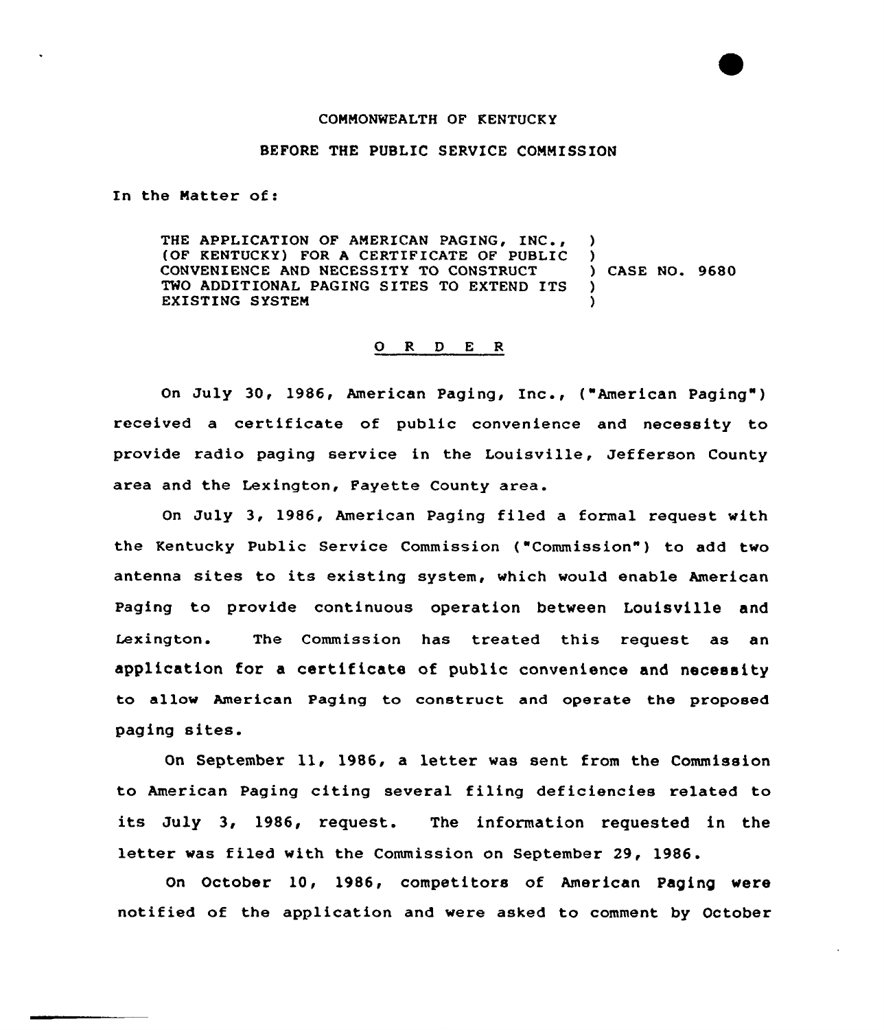COMMONWEALTH OF KENTUCKY

BEFORE THE PUBLIC SERVICE COMMISSION

In the Matter of:

| | | |
|---|---|---|
| THE APPLICATION OF AMERICAN PAGING, INC., (OF KENTUCKY) FOR A CERTIFICATE OF PUBLIC CONVENIENCE AND NECESSITY TO CONSTRUCT TWO ADDITIONAL PAGING SITES TO EXTEND ITS EXISTING SYSTEM | ) | CASE NO. 9680 |

## O R D E R

On July 30, 1986, American Paging, Inc., ("American Paging") received a certificate of public convenience and necessity to provide radio paging service in the Louisville, Jefferson County area and the Lexington, Fayette County area.

On July 3, 1986, American Paging filed a formal request with the Kentucky Public Service Commission ("Commission") to add two antenna sites to its existing system, which would enable American Paging to provide continuous operation between Louisville and Lexington. The Commission has treated this request as an application for a certificate of public convenience and necessity to allow American Paging to construct and operate the proposed paging sites.

On September 11, 1986, a letter was sent from the Commission to American Paging citing several filing deficiencies related to its July 3, 1986, request. The information requested in the letter was filed with the Commission on September 29, 1986.

On October 10, 1986, competitors of American Paging were notified of the application and were asked to comment by October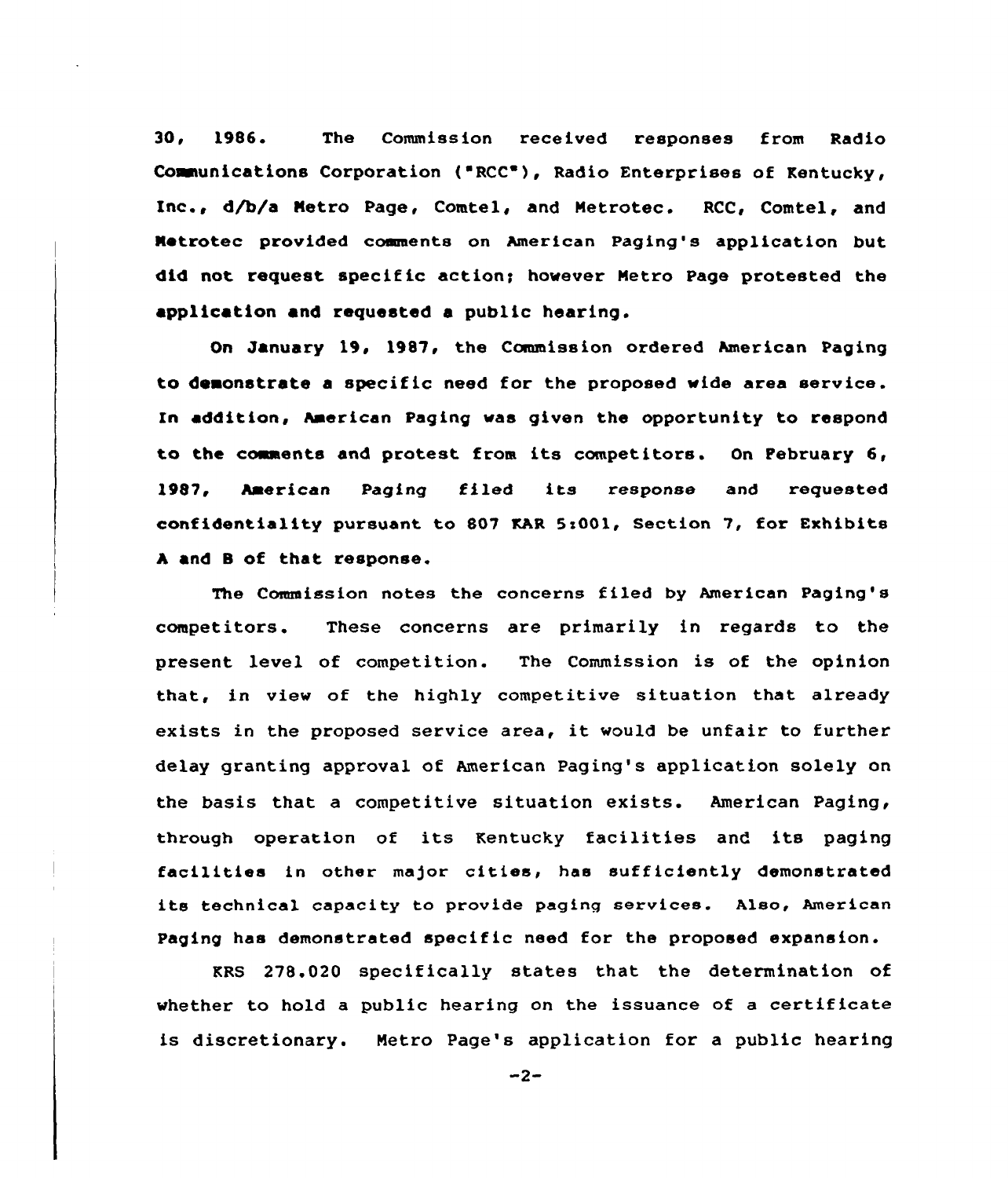30, 1986. The Commission received responses from Radio Communications Corporation ("RCC"), Radio Enterprises of Kentucky, Inc., d/b/a Metro Page, Comtel, and Metrotec. RCC, Comtel, and Metrotec provided comments on American Paging's application but did not request specific action; however Metro Page protested the application and requested a public hearing.

On January 19, 1987, the Commission ordered American Paging to demonstrate a specific need for the proposed wide area service. In addition, American Paging was given the opportunity to respond to the comments and protest from its competitors. On February 6, 1987, American Paging filed its response and requested confidentiality pursuant to 807 KAR 5:001, Section 7, for Exhibits A and B of that response.

The Commission notes the concerns filed by American Paging's competitors. These concerns are primarily in regards to the present level of competition. The Commission is of the opinion that, in view of the highly competitive situation that already exists in the proposed service area, it would be unfair to further delay granting approval of American Paging's application solely on the basis that a competitive situation exists. American Paging, through operation of its Kentucky facilities and its paging facilities in other major cities, has sufficiently demonstrated its technical capacity to provide paging services. Also, American Paging has demonstrated specific need for the proposed expansion.

KRS 278.020 specifically states that the determination of whether to hold a public hearing on the issuance of a certificate is discretionary. Metro Page's application for a public hearing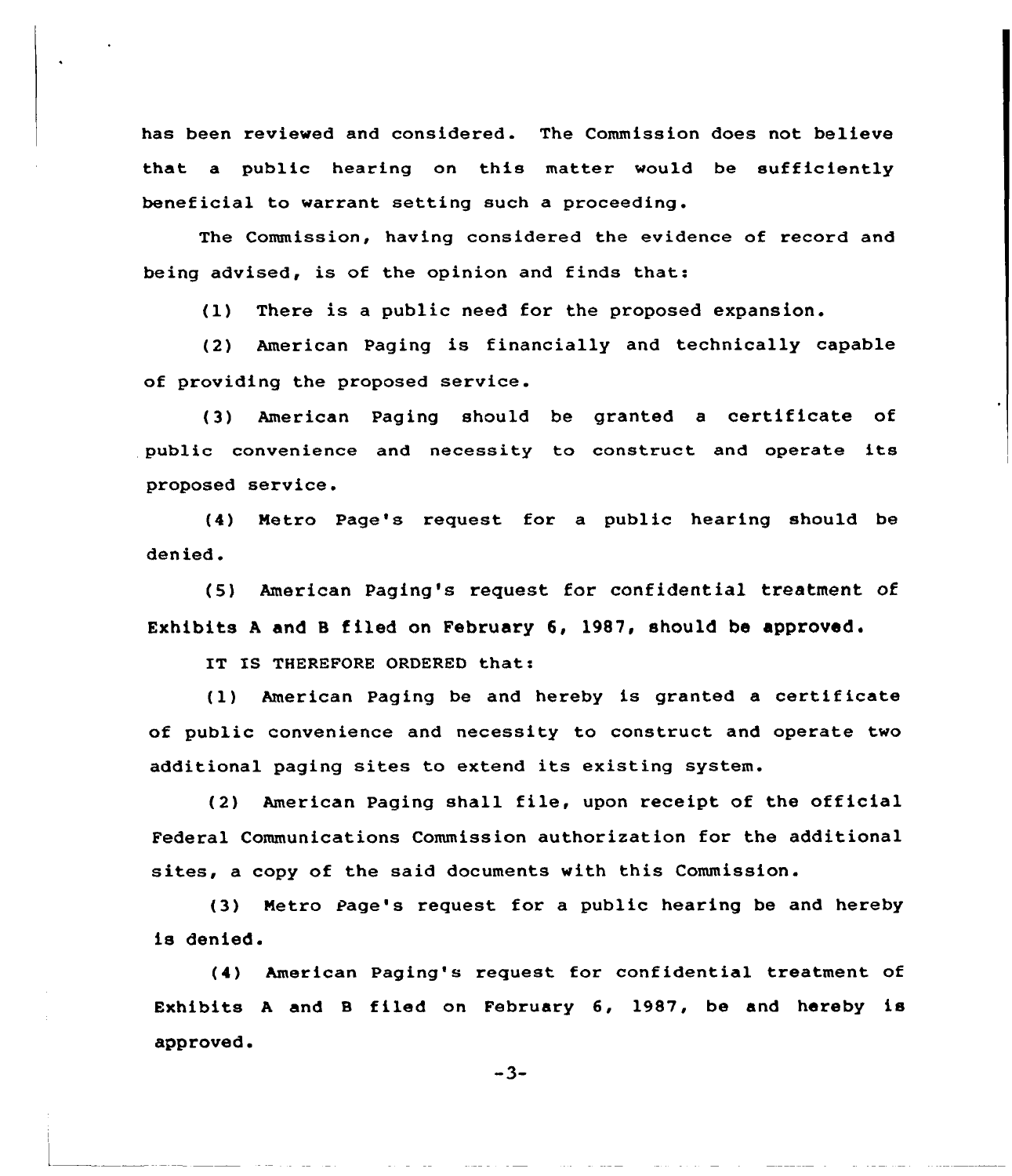has been reviewed and considered. The Commission does not believe that a public hearing on this matter would be sufficiently beneficial to warrant setting such a proceeding.

The Commission, having considered the evidence of record and being advised, is of the opinion and finds that:

(1) There is a public need for the proposed expansion.

(2) American Paging is financially and technically capable of providing the proposed service.

(3) American Paging should be granted a certificate of public convenience and necessity to construct and operate its proposed service.

(4) Metro Page's request for a public hearing should be denied.

(5) American Paging's request for confidential treatment of Exhibits A and B filed on February 6, 1987, should be approved.

IT IS THEREFORE ORDERED that:

(1) American Paging be and hereby is granted a certificate of public convenience and necessity to construct and operate two additional paging sites to extend its existing system.

(2) American Paging shall file, upon receipt of the official Federal Communications Commission authorization for the additional sites, a copy of the said documents with this Commission.

(3) Metro Page's request for a public hearing be and hereby is denied.

(4) American Paging's request for confidential treatment of Exhibits A and B filed on February 6, 1987, be and hereby is approved.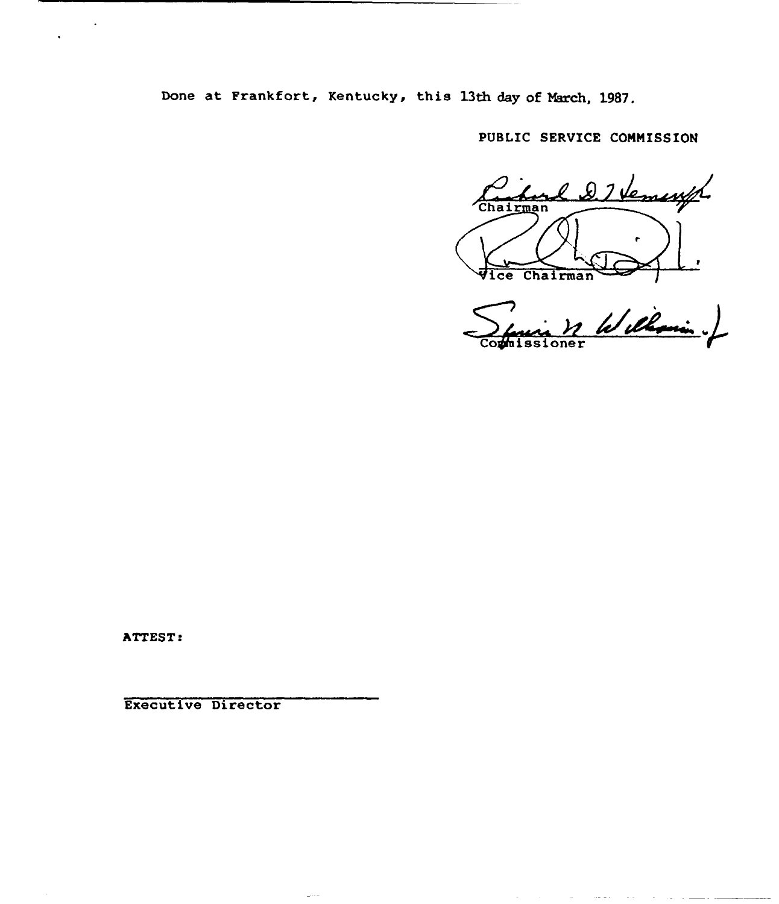Done at Frankfort, Kentucky, this 13th day of March, 1987.

PUBLIC SERVICE COMMISSION

Chairman

Vice Chairman

Commissioner

ATTEST:

Executive Director